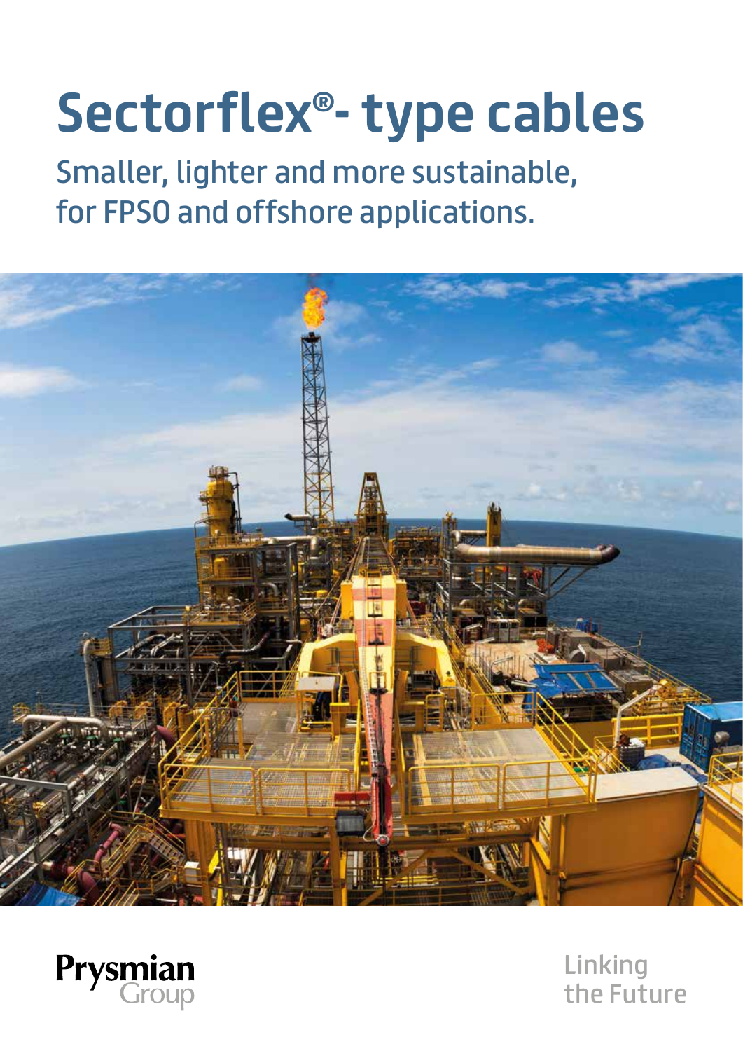# Sectorflex®- type cables

## Smaller, lighter and more sustainable, for FPSO and offshore applications.

Prysmian Group

Linking the Future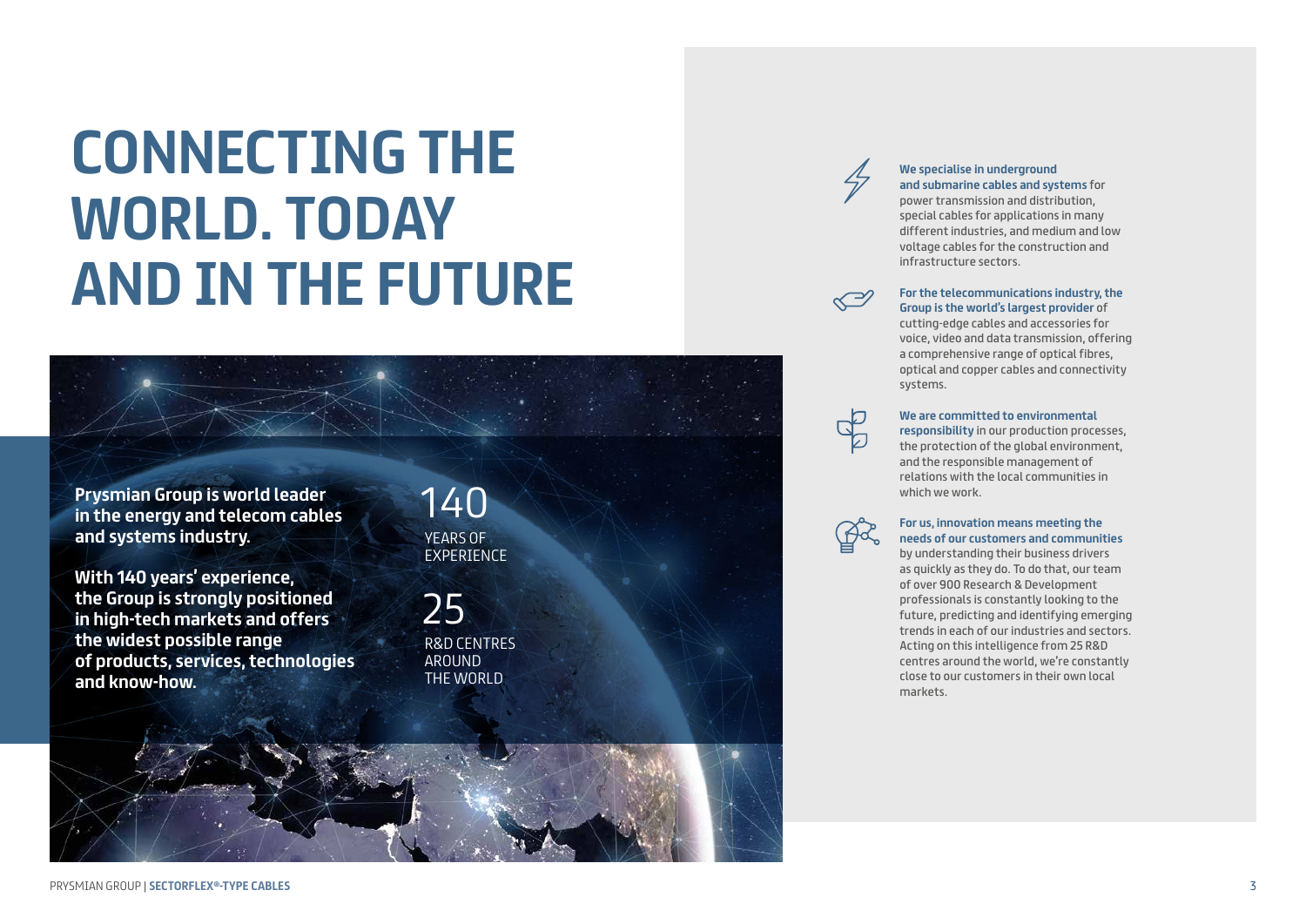# CONNECTING THE WORLD. TODAY AND IN THE FUTURE

**Prysmian Group is world leader in the energy and telecom cables and systems industry.**

**With 140 years' experience, the Group is strongly positioned in high-tech markets and offers the widest possible range of products, services, technologies and know-how.**

140
YEARS OF EXPERIENCE

25
R&D CENTRES AROUND THE WORLD

**We specialise in underground and submarine cables and systems** for power transmission and distribution, special cables for applications in many different industries, and medium and low voltage cables for the construction and infrastructure sectors.

**For the telecommunications industry, the Group is the world's largest provider** of cutting-edge cables and accessories for voice, video and data transmission, offering a comprehensive range of optical fibres, optical and copper cables and connectivity systems.

**We are committed to environmental responsibility** in our production processes, the protection of the global environment, and the responsible management of relations with the local communities in which we work.

**For us, innovation means meeting the needs of our customers and communities** by understanding their business drivers as quickly as they do. To do that, our team of over 900 Research & Development professionals is constantly looking to the future, predicting and identifying emerging trends in each of our industries and sectors. Acting on this intelligence from 25 R&D centres around the world, we're constantly close to our customers in their own local markets.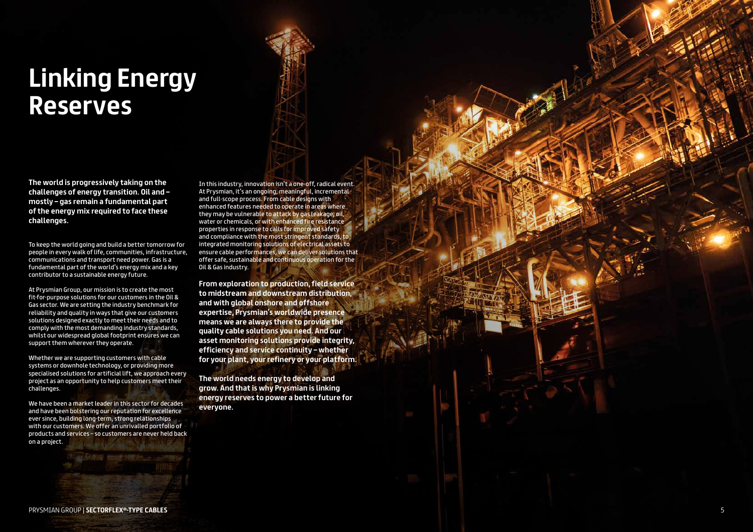# Linking Energy Reserves

**The world is progressively taking on the challenges of energy transition. Oil and – mostly – gas remain a fundamental part of the energy mix required to face these challenges.**

To keep the world going and build a better tomorrow for people in every walk of life, communities, infrastructure, communications and transport need power. Gas is a fundamental part of the world's energy mix and a key contributor to a sustainable energy future.

At Prysmian Group, our mission is to create the most fit-for-purpose solutions for our customers in the Oil & Gas sector. We are setting the industry benchmark for reliability and quality in ways that give our customers solutions designed exactly to meet their needs and to comply with the most demanding industry standards, whilst our widespread global footprint ensures we can support them wherever they operate.

Whether we are supporting customers with cable systems or downhole technology, or providing more specialised solutions for artificial lift, we approach every project as an opportunity to help customers meet their challenges.

We have been a market leader in this sector for decades and have been bolstering our reputation for excellence ever since, building long-term, strong relationships with our customers. We offer an unrivalled portfolio of products and services – so customers are never held back on a project.

In this industry, innovation isn't a one-off, radical event. At Prysmian, it's an ongoing, meaningful, incremental and full-scope process. From cable designs with enhanced features needed to operate in areas where they may be vulnerable to attack by gas leakage, oil, water or chemicals, or with enhanced fire resistance properties in response to calls for improved safety and compliance with the most stringent standards, to integrated monitoring solutions of electrical assets to ensure cable performances, we can deliver solutions that offer safe, sustainable and continuous operation for the Oil & Gas industry.

**From exploration to production, field service to midstream and downstream distribution, and with global onshore and offshore expertise, Prysmian's worldwide presence means we are always there to provide the quality cable solutions you need. And our asset monitoring solutions provide integrity, efficiency and service continuity – whether for your plant, your refinery or your platform.**

**The world needs energy to develop and grow. And that is why Prysmian is linking energy reserves to power a better future for everyone.**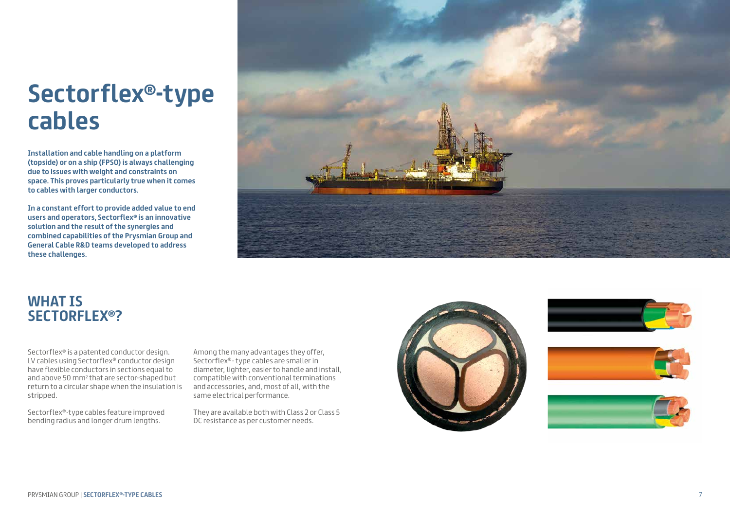# Sectorflex®-type cables

**Installation and cable handling on a platform (topside) or on a ship (FPSO) is always challenging due to issues with weight and constraints on space. This proves particularly true when it comes to cables with larger conductors.**

**In a constant effort to provide added value to end users and operators, Sectorflex® is an innovative solution and the result of the synergies and combined capabilities of the Prysmian Group and General Cable R&D teams developed to address these challenges.**

## WHAT IS SECTORFLEX®?

Sectorflex® is a patented conductor design. LV cables using Sectorflex® conductor design have flexible conductors in sections equal to and above 50 $mm^2$ that are sector-shaped but return to a circular shape when the insulation is stripped.

Sectorflex®-type cables feature improved bending radius and longer drum lengths.

Among the many advantages they offer, Sectorflex®- type cables are smaller in diameter, lighter, easier to handle and install, compatible with conventional terminations and accessories, and, most of all, with the same electrical performance.

They are available both with Class 2 or Class 5 DC resistance as per customer needs.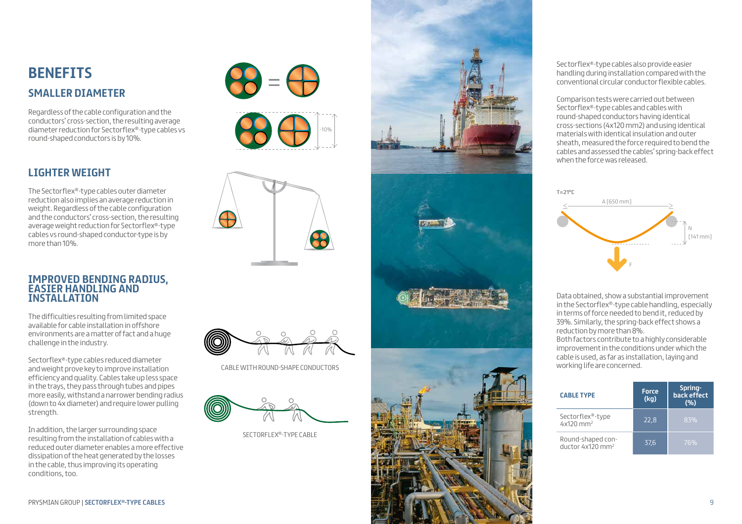# BENEFITS

## SMALLER DIAMETER

Regardless of the cable configuration and the conductors' cross-section, the resulting average diameter reduction for Sectorflex®-type cables vs round-shaped conductors is by 10%.

-10%

## LIGHTER WEIGHT

The Sectorflex®-type cables outer diameter reduction also implies an average reduction in weight. Regardless of the cable configuration and the conductors' cross-section, the resulting average weight reduction for Sectorflex®-type cables vs round-shaped conductor-type is by more than 10%.

## IMPROVED BENDING RADIUS, EASIER HANDLING AND INSTALLATION

The difficulties resulting from limited space available for cable installation in offshore environments are a matter of fact and a huge challenge in the industry.

Sectorflex®-type cables reduced diameter and weight prove key to improve installation efficiency and quality. Cables take up less space in the trays, they pass through tubes and pipes more easily, withstand a narrower bending radius (down to 4x diameter) and require lower pulling strength.

In addition, the larger surrounding space resulting from the installation of cables with a reduced outer diameter enables a more effective dissipation of the heat generated by the losses in the cable, thus improving its operating conditions, too.

CABLE WITH ROUND-SHAPE CONDUCTORS

SECTORFLEX®-TYPE CABLE

Sectorflex®-type cables also provide easier handling during installation compared with the conventional circular conductor flexible cables.

Comparison tests were carried out between Sectorflex®-type cables and cables with round-shaped conductors having identical cross-sections (4x120 mm2) and using identical materials with identical insulation and outer sheath, measured the force required to bend the cables and assessed the cables' spring-back effect when the force was released.

T=21°C

A [650 mm]

N [141 mm]

F

Data obtained, show a substantial improvement in the Sectorflex®-type cable handling, especially in terms of force needed to bend it, reduced by 39%. Similarly, the spring-back effect shows a reduction by more than 8%.
Both factors contribute to a highly considerable improvement in the conditions under which the cable is used, as far as installation, laying and working life are concerned.

| CABLE TYPE | Force (kg) | Spring-back effect (%) |
|---|---|---|
| Sectorflex®-type 4x120 mm² | 22,8 | 83% |
| Round-shaped conductor 4x120 mm² | 37,6 | 76% |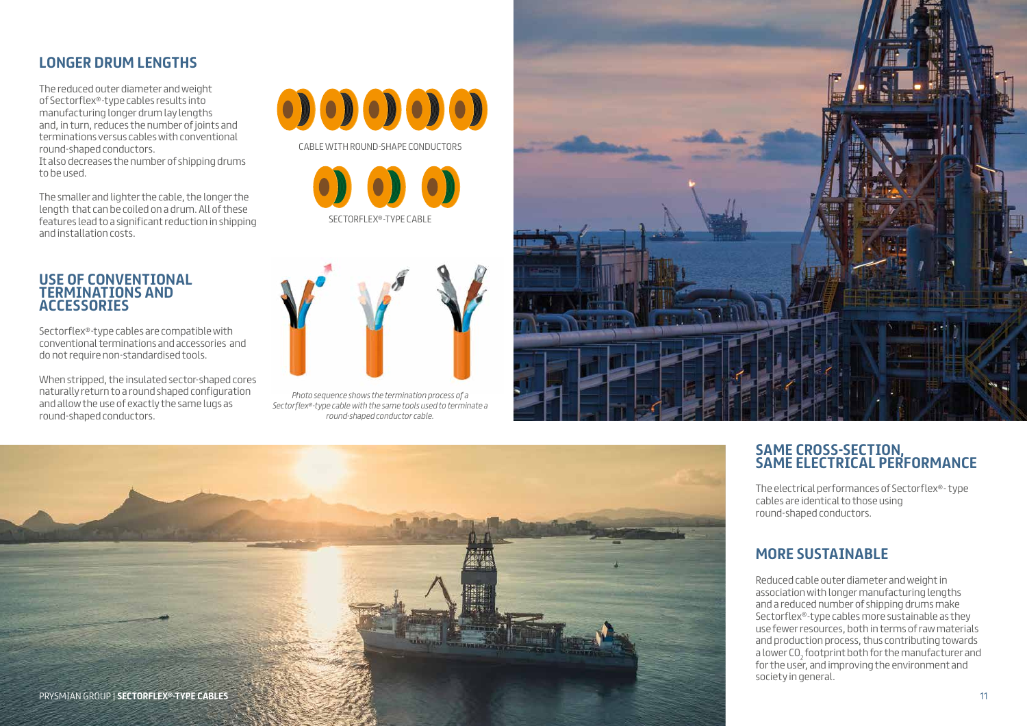## LONGER DRUM LENGTHS

The reduced outer diameter and weight of Sectorflex®-type cables results into manufacturing longer drum lay lengths and, in turn, reduces the number of joints and terminations versus cables with conventional round-shaped conductors.
It also decreases the number of shipping drums to be used.

The smaller and lighter the cable, the longer the length that can be coiled on a drum. All of these features lead to a significant reduction in shipping and installation costs.

CABLE WITH ROUND-SHAPE CONDUCTORS

SECTORFLEX®-TYPE CABLE

## USE OF CONVENTIONAL TERMINATIONS AND ACCESSORIES

Sectorflex®-type cables are compatible with conventional terminations and accessories and do not require non-standardised tools.

When stripped, the insulated sector-shaped cores naturally return to a round shaped configuration and allow the use of exactly the same lugs as round-shaped conductors.

*Photo sequence shows the termination process of a Sectorflex®-type cable with the same tools used to terminate a round-shaped conductor cable.*

## SAME CROSS-SECTION, SAME ELECTRICAL PERFORMANCE

The electrical performances of Sectorflex®- type cables are identical to those using round-shaped conductors.

## MORE SUSTAINABLE

Reduced cable outer diameter and weight in association with longer manufacturing lengths and a reduced number of shipping drums make Sectorflex®-type cables more sustainable as they use fewer resources, both in terms of raw materials and production process, thus contributing towards a lower $CO_2$ footprint both for the manufacturer and for the user, and improving the environment and society in general.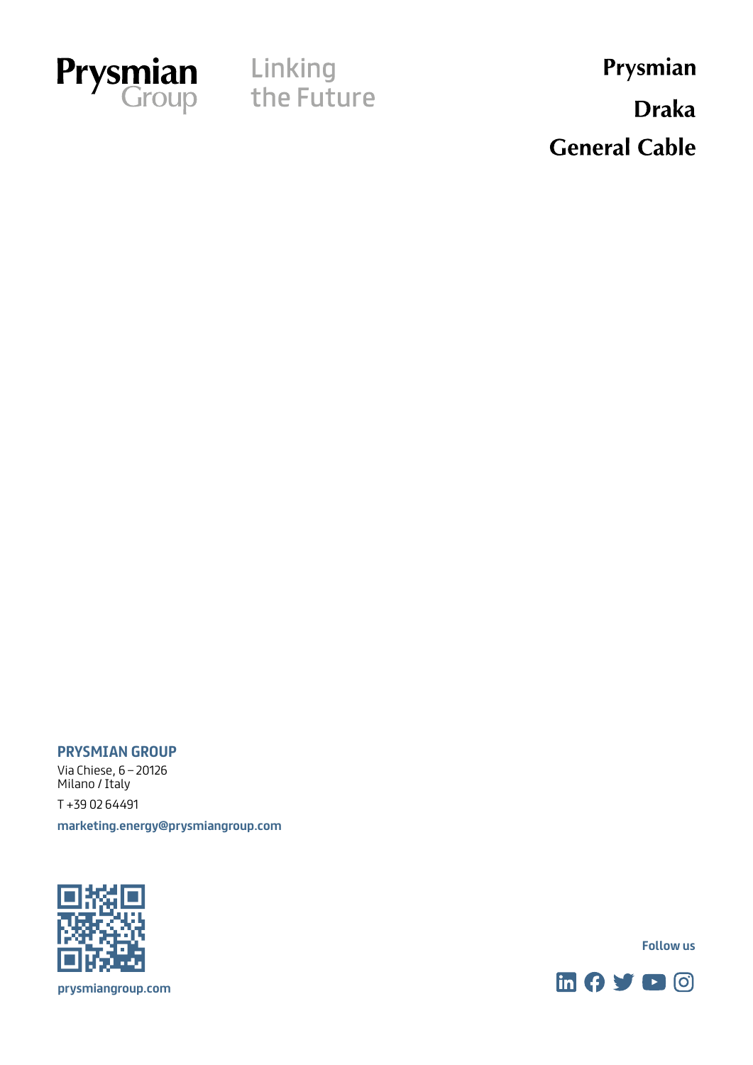Prysmian Group

Linking
the Future

Prysmian

Draka

General Cable

**PRYSMIAN GROUP**
Via Chiese, 6 – 20126
Milano / Italy

T +39 02 64491

marketing.energy@prysmiangroup.com

prysmiangroup.com

Follow us